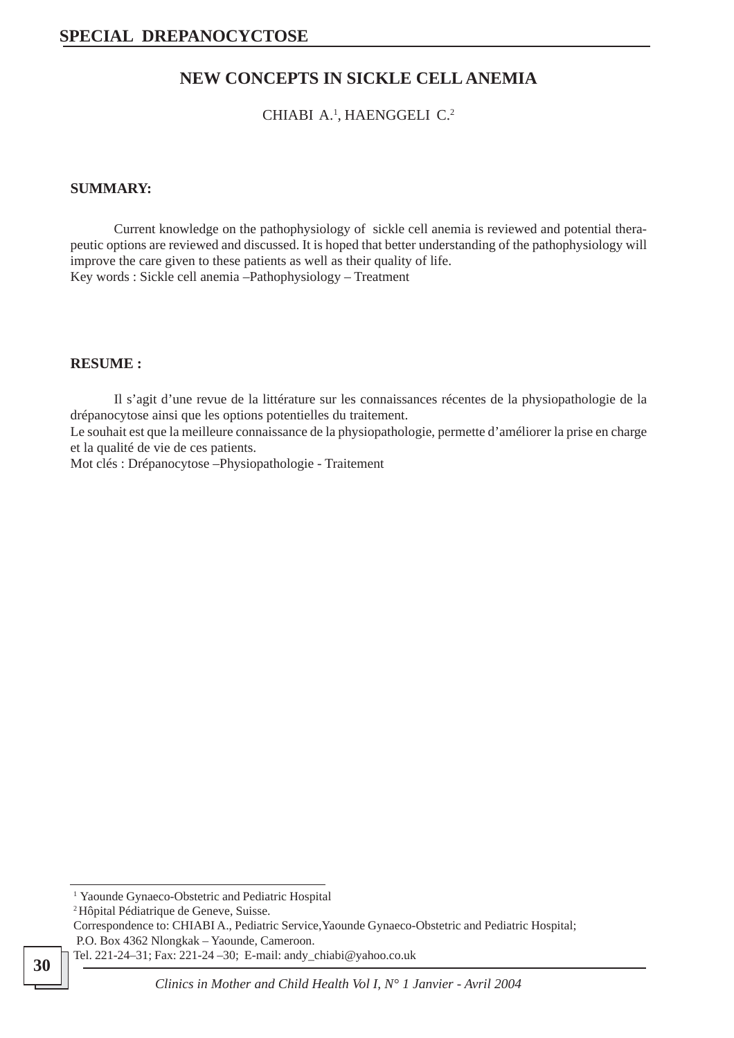**SPECIAL DREPANOCYTOSE**

# NEW CONCEPTS IN SICKLE CELL ANEMIA

CHIABI A.[1], HAENGGELI C.[2]

**SUMMARY:**

Current knowledge on the pathophysiology of sickle cell anemia is reviewed and potential therapeutic options are reviewed and discussed. It is hoped that better understanding of the pathophysiology will improve the care given to these patients as well as their quality of life.
Key words : Sickle cell anemia –Pathophysiology – Treatment

**RESUME :**

Il s'agit d'une revue de la littérature sur les connaissances récentes de la physiopathologie de la drépanocytose ainsi que les options potentielles du traitement.
Le souhait est que la meilleure connaissance de la physiopathologie, permette d'améliorer la prise en charge et la qualité de vie de ces patients.
Mot clés : Drépanocytose –Physiopathologie - Traitement

---

[1] Yaounde Gynaeco-Obstetric and Pediatric Hospital
[2] Hôpital Pédiatrique de Geneve, Suisse.
Correspondence to: CHIABI A., Pediatric Service,Yaounde Gynaeco-Obstetric and Pediatric Hospital;
P.O. Box 4362 Nlongkak – Yaounde, Cameroon.
Tel. 221-24–31; Fax: 221-24 –30; E-mail: andy_chiabi@yahoo.co.uk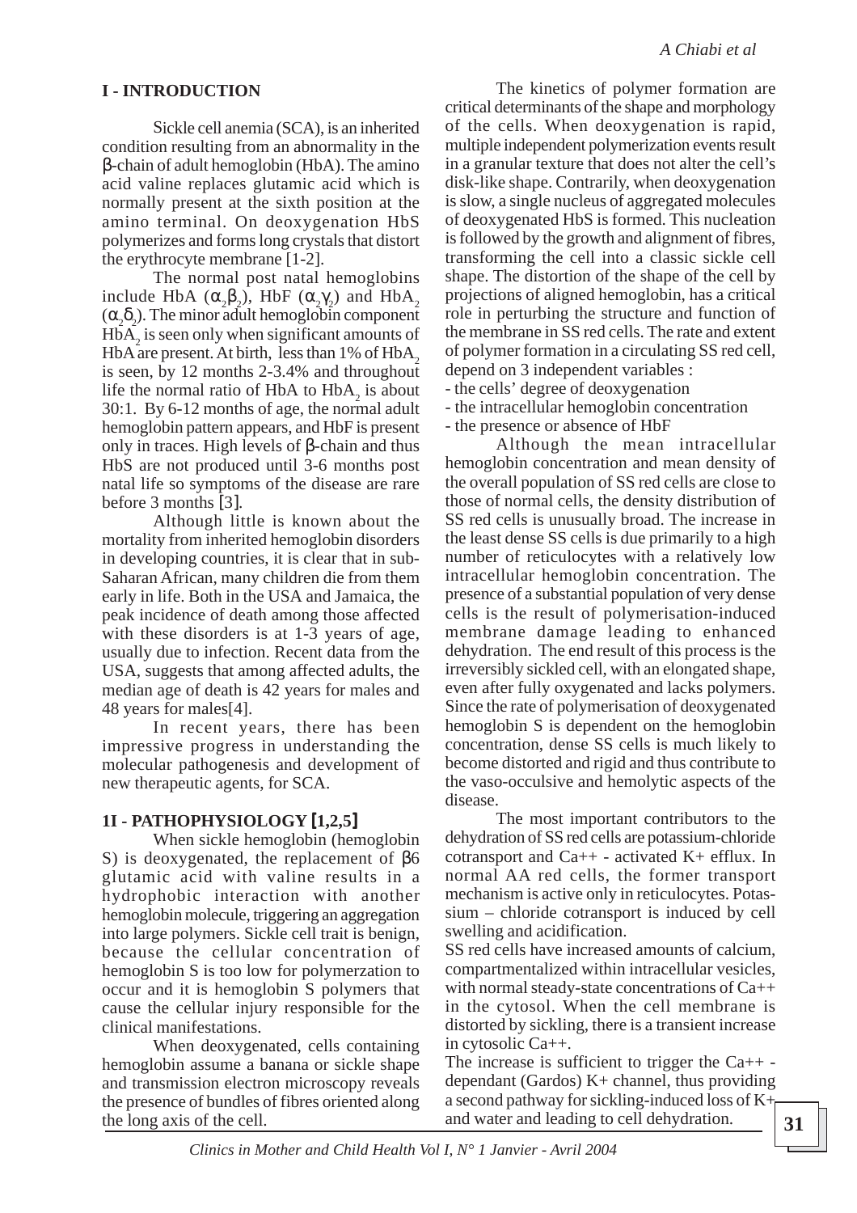## I - INTRODUCTION

Sickle cell anemia (SCA), is an inherited condition resulting from an abnormality in the β-chain of adult hemoglobin (HbA). The amino acid valine replaces glutamic acid which is normally present at the sixth position at the amino terminal. On deoxygenation HbS polymerizes and forms long crystals that distort the erythrocyte membrane [1-2].

The normal post natal hemoglobins include HbA ($\alpha_2\beta_2$), HbF ($\alpha_2\gamma_2$) and HbA$_2$ ($\alpha_2\delta_2$). The minor adult hemoglobin component HbA$_2$ is seen only when significant amounts of HbA are present. At birth, less than 1% of HbA$_2$ is seen, by 12 months 2-3.4% and throughout life the normal ratio of HbA to HbA$_2$ is about 30:1. By 6-12 months of age, the normal adult hemoglobin pattern appears, and HbF is present only in traces. High levels of β-chain and thus HbS are not produced until 3-6 months post natal life so symptoms of the disease are rare before 3 months [3].

Although little is known about the mortality from inherited hemoglobin disorders in developing countries, it is clear that in sub-Saharan African, many children die from them early in life. Both in the USA and Jamaica, the peak incidence of death among those affected with these disorders is at 1-3 years of age, usually due to infection. Recent data from the USA, suggests that among affected adults, the median age of death is 42 years for males and 48 years for males[4].

In recent years, there has been impressive progress in understanding the molecular pathogenesis and development of new therapeutic agents, for SCA.

## 1I - PATHOPHYSIOLOGY [1,2,5]

When sickle hemoglobin (hemoglobin S) is deoxygenated, the replacement of β6 glutamic acid with valine results in a hydrophobic interaction with another hemoglobin molecule, triggering an aggregation into large polymers. Sickle cell trait is benign, because the cellular concentration of hemoglobin S is too low for polymerzation to occur and it is hemoglobin S polymers that cause the cellular injury responsible for the clinical manifestations.

When deoxygenated, cells containing hemoglobin assume a banana or sickle shape and transmission electron microscopy reveals the presence of bundles of fibres oriented along the long axis of the cell.

The kinetics of polymer formation are critical determinants of the shape and morphology of the cells. When deoxygenation is rapid, multiple independent polymerization events result in a granular texture that does not alter the cell's disk-like shape. Contrarily, when deoxygenation is slow, a single nucleus of aggregated molecules of deoxygenated HbS is formed. This nucleation is followed by the growth and alignment of fibres, transforming the cell into a classic sickle cell shape. The distortion of the shape of the cell by projections of aligned hemoglobin, has a critical role in perturbing the structure and function of the membrane in SS red cells. The rate and extent of polymer formation in a circulating SS red cell, depend on 3 independent variables :

- the cells' degree of deoxygenation
- the intracellular hemoglobin concentration
- the presence or absence of HbF

Although the mean intracellular hemoglobin concentration and mean density of the overall population of SS red cells are close to those of normal cells, the density distribution of SS red cells is unusually broad. The increase in the least dense SS cells is due primarily to a high number of reticulocytes with a relatively low intracellular hemoglobin concentration. The presence of a substantial population of very dense cells is the result of polymerisation-induced membrane damage leading to enhanced dehydration. The end result of this process is the irreversibly sickled cell, with an elongated shape, even after fully oxygenated and lacks polymers. Since the rate of polymerisation of deoxygenated hemoglobin S is dependent on the hemoglobin concentration, dense SS cells is much likely to become distorted and rigid and thus contribute to the vaso-occulsive and hemolytic aspects of the disease.

The most important contributors to the dehydration of SS red cells are potassium-chloride cotransport and Ca++ - activated K+ efflux. In normal AA red cells, the former transport mechanism is active only in reticulocytes. Potassium – chloride cotransport is induced by cell swelling and acidification.

SS red cells have increased amounts of calcium, compartmentalized within intracellular vesicles, with normal steady-state concentrations of Ca++ in the cytosol. When the cell membrane is distorted by sickling, there is a transient increase in cytosolic Ca++.

The increase is sufficient to trigger the Ca++ - dependant (Gardos) K+ channel, thus providing a second pathway for sickling-induced loss of K+ and water and leading to cell dehydration.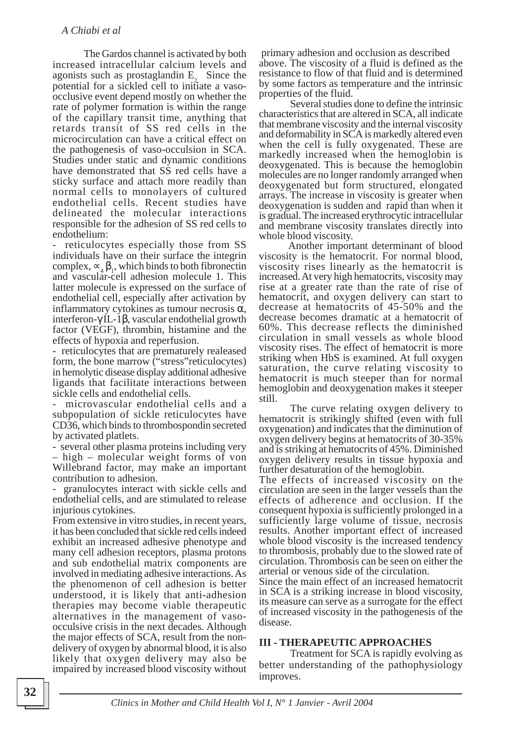The Gardos channel is activated by both increased intracellular calcium levels and agonists such as prostaglandin $E_2$. Since the potential for a sickled cell to initiate a vaso-occlusive event depend mostly on whether the rate of polymer formation is within the range of the capillary transit time, anything that retards transit of SS red cells in the microcirculation can have a critical effect on the pathogenesis of vaso-occulsion in SCA. Studies under static and dynamic conditions have demonstrated that SS red cells have a sticky surface and attach more readily than normal cells to monolayers of cultured endothelial cells. Recent studies have delineated the molecular interactions responsible for the adhesion of SS red cells to endothelium:

- reticulocytes especially those from SS individuals have on their surface the integrin complex, $\propto_4 \beta_1$, which binds to both fibronectin and vascular-cell adhesion molecule 1. This latter molecule is expressed on the surface of endothelial cell, especially after activation by inflammatory cytokines as tumour necrosis $\alpha$, interferon-$\gamma$ IL-1$\beta$, vascular endothelial growth factor (VEGF), thrombin, histamine and the effects of hypoxia and reperfusion.
- reticulocytes that are prematurely realeased form, the bone marrow ("stress"reticulocytes) in hemolytic disease display additional adhesive ligands that facilitate interactions between sickle cells and endothelial cells.
- microvascular endothelial cells and a subpopulation of sickle reticulocytes have CD36, which binds to thrombospondin secreted by activated platlets.
- several other plasma proteins including very – high – molecular weight forms of von Willebrand factor, may make an important contribution to adhesion.
- granulocytes interact with sickle cells and endothelial cells, and are stimulated to release injurious cytokines.

From extensive in vitro studies, in recent years, it has been concluded that sickle red cells indeed exhibit an increased adhesive phenotype and many cell adhesion receptors, plasma protons and sub endothelial matrix components are involved in mediating adhesive interactions. As the phenomenon of cell adhesion is better understood, it is likely that anti-adhesion therapies may become viable therapeutic alternatives in the management of vaso-occulsive crisis in the next decades. Although the major effects of SCA, result from the non-delivery of oxygen by abnormal blood, it is also likely that oxygen delivery may also be impaired by increased blood viscosity without primary adhesion and occlusion as described above. The viscosity of a fluid is defined as the resistance to flow of that fluid and is determined by some factors as temperature and the intrinsic properties of the fluid.

Several studies done to define the intrinsic characteristics that are altered in SCA, all indicate that membrane viscosity and the internal viscosity and deformability in SCA is markedly altered even when the cell is fully oxygenated. These are markedly increased when the hemoglobin is deoxygenated. This is because the hemoglobin molecules are no longer randomly arranged when deoxygenated but form structured, elongated arrays. The increase in viscosity is greater when deoxygenation is sudden and rapid than when it is gradual. The increased erythrocytic intracellular and membrane viscosity translates directly into whole blood viscosity.

Another important determinant of blood viscosity is the hematocrit. For normal blood, viscosity rises linearly as the hematocrit is increased. At very high hematocrits, viscosity may rise at a greater rate than the rate of rise of hematocrit, and oxygen delivery can start to decrease at hematocrits of 45-50% and the decrease becomes dramatic at a hematocrit of 60%. This decrease reflects the diminished circulation in small vessels as whole blood viscosity rises. The effect of hematocrit is more striking when HbS is examined. At full oxygen saturation, the curve relating viscosity to hematocrit is much steeper than for normal hemoglobin and deoxygenation makes it steeper still.

The curve relating oxygen delivery to hematocrit is strikingly shifted (even with full oxygenation) and indicates that the diminution of oxygen delivery begins at hematocrits of 30-35% and is striking at hematocrits of 45%. Diminished oxygen delivery results in tissue hypoxia and further desaturation of the hemoglobin.

The effects of increased viscosity on the circulation are seen in the larger vessels than the effects of adherence and occlusion. If the consequent hypoxia is sufficiently prolonged in a sufficiently large volume of tissue, necrosis results. Another important effect of increased whole blood viscosity is the increased tendency to thrombosis, probably due to the slowed rate of circulation. Thrombosis can be seen on either the arterial or venous side of the circulation.

Since the main effect of an increased hematocrit in SCA is a striking increase in blood viscosity, its measure can serve as a surrogate for the effect of increased viscosity in the pathogenesis of the disease.

## III - THERAPEUTIC APPROACHES

Treatment for SCA is rapidly evolving as better understanding of the pathophysiology improves.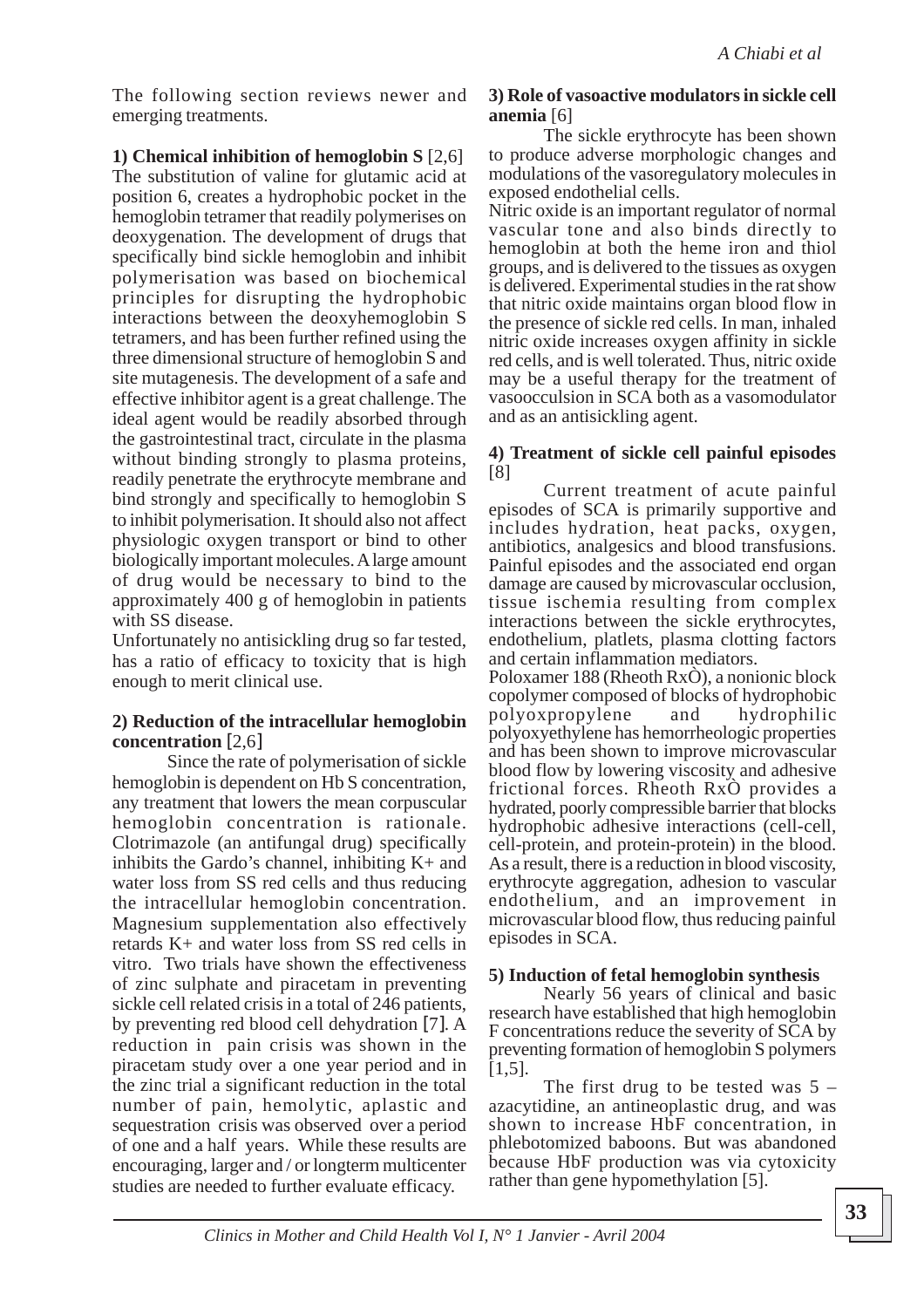The following section reviews newer and emerging treatments.

**1) Chemical inhibition of hemoglobin S** [2,6]

The substitution of valine for glutamic acid at position 6, creates a hydrophobic pocket in the hemoglobin tetramer that readily polymerises on deoxygenation. The development of drugs that specifically bind sickle hemoglobin and inhibit polymerisation was based on biochemical principles for disrupting the hydrophobic interactions between the deoxyhemoglobin S tetramers, and has been further refined using the three dimensional structure of hemoglobin S and site mutagenesis. The development of a safe and effective inhibitor agent is a great challenge. The ideal agent would be readily absorbed through the gastrointestinal tract, circulate in the plasma without binding strongly to plasma proteins, readily penetrate the erythrocyte membrane and bind strongly and specifically to hemoglobin S to inhibit polymerisation. It should also not affect physiologic oxygen transport or bind to other biologically important molecules. A large amount of drug would be necessary to bind to the approximately 400 g of hemoglobin in patients with SS disease.

Unfortunately no antisickling drug so far tested, has a ratio of efficacy to toxicity that is high enough to merit clinical use.

**2) Reduction of the intracellular hemoglobin concentration** [2,6]

Since the rate of polymerisation of sickle hemoglobin is dependent on Hb S concentration, any treatment that lowers the mean corpuscular hemoglobin concentration is rationale. Clotrimazole (an antifungal drug) specifically inhibits the Gardo's channel, inhibiting K+ and water loss from SS red cells and thus reducing the intracellular hemoglobin concentration. Magnesium supplementation also effectively retards K+ and water loss from SS red cells in vitro. Two trials have shown the effectiveness of zinc sulphate and piracetam in preventing sickle cell related crisis in a total of 246 patients, by preventing red blood cell dehydration [7]. A reduction in pain crisis was shown in the piracetam study over a one year period and in the zinc trial a significant reduction in the total number of pain, hemolytic, aplastic and sequestration crisis was observed over a period of one and a half years. While these results are encouraging, larger and / or longterm multicenter studies are needed to further evaluate efficacy.

**3) Role of vasoactive modulators in sickle cell anemia** [6]

The sickle erythrocyte has been shown to produce adverse morphologic changes and modulations of the vasoregulatory molecules in exposed endothelial cells.

Nitric oxide is an important regulator of normal vascular tone and also binds directly to hemoglobin at both the heme iron and thiol groups, and is delivered to the tissues as oxygen is delivered. Experimental studies in the rat show that nitric oxide maintains organ blood flow in the presence of sickle red cells. In man, inhaled nitric oxide increases oxygen affinity in sickle red cells, and is well tolerated. Thus, nitric oxide may be a useful therapy for the treatment of vasoocculsion in SCA both as a vasomodulator and as an antisickling agent.

**4) Treatment of sickle cell painful episodes** [8]

Current treatment of acute painful episodes of SCA is primarily supportive and includes hydration, heat packs, oxygen, antibiotics, analgesics and blood transfusions. Painful episodes and the associated end organ damage are caused by microvascular occlusion, tissue ischemia resulting from complex interactions between the sickle erythrocytes, endothelium, platlets, plasma clotting factors and certain inflammation mediators.

Poloxamer 188 (Rheoth RxÒ), a nonionic block copolymer composed of blocks of hydrophobic polyoxpropylene and hydrophilic polyoxyethylene has hemorrheologic properties and has been shown to improve microvascular blood flow by lowering viscosity and adhesive frictional forces. Rheoth RxÒ provides a hydrated, poorly compressible barrier that blocks hydrophobic adhesive interactions (cell-cell, cell-protein, and protein-protein) in the blood. As a result, there is a reduction in blood viscosity, erythrocyte aggregation, adhesion to vascular endothelium, and an improvement in microvascular blood flow, thus reducing painful episodes in SCA.

**5) Induction of fetal hemoglobin synthesis**

Nearly 56 years of clinical and basic research have established that high hemoglobin F concentrations reduce the severity of SCA by preventing formation of hemoglobin S polymers [1,5].

The first drug to be tested was 5 – azacytidine, an antineoplastic drug, and was shown to increase HbF concentration, in phlebotomized baboons. But was abandoned because HbF production was via cytoxicity rather than gene hypomethylation [5].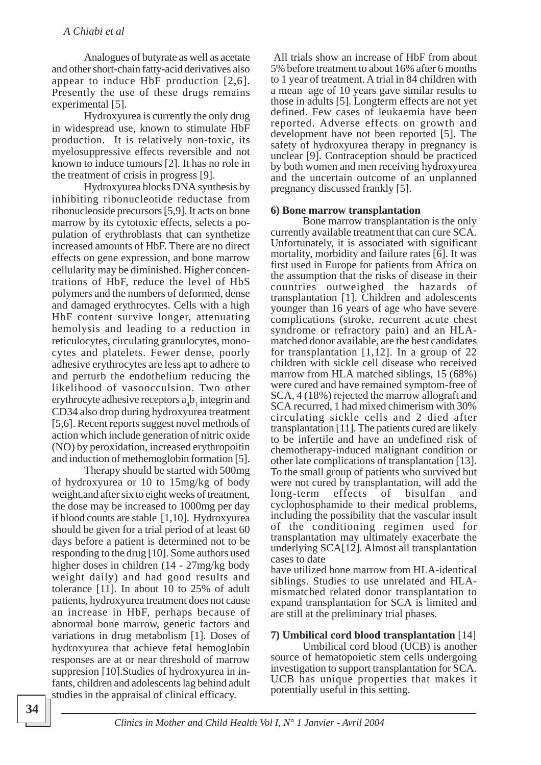Analogues of butyrate as well as acetate and other short-chain fatty-acid derivatives also appear to induce HbF production [2,6]. Presently the use of these drugs remains experimental [5].

Hydroxyurea is currently the only drug in widespread use, known to stimulate HbF production. It is relatively non-toxic, its myelosuppressive effects reversible and not known to induce tumours [2]. It has no role in the treatment of crisis in progress [9].

Hydroxyurea blocks DNA synthesis by inhibiting ribonucleotide reductase from ribonucleoside precursors [5,9]. It acts on bone marrow by its cytotoxic effects, selects a population of erythroblasts that can synthetize increased amounts of HbF. There are no direct effects on gene expression, and bone marrow cellularity may be diminished. Higher concentrations of HbF, reduce the level of HbS polymers and the numbers of deformed, dense and damaged erythrocytes. Cells with a high HbF content survive longer, attenuating hemolysis and leading to a reduction in reticulocytes, circulating granulocytes, monocytes and platelets. Fewer dense, poorly adhesive erythrocytes are less apt to adhere to and perturb the endothelium reducing the likelihood of vasoocculsion. Two other erythrocyte adhesive receptors $a_4b_1$ integrin and CD34 also drop during hydroxyurea treatment [5,6]. Recent reports suggest novel methods of action which include generation of nitric oxide (NO) by peroxidation, increased erythropoitin and induction of methemoglobin formation [5].

Therapy should be started with 500mg of hydroxyurea or 10 to 15mg/kg of body weight,and after six to eight weeks of treatment, the dose may be increased to 1000mg per day if blood counts are stable [1,10]. Hydroxyurea should be given for a trial period of at least 60 days before a patient is determined not to be responding to the drug [10]. Some authors used higher doses in children (14 - 27mg/kg body weight daily) and had good results and tolerance [11]. In about 10 to 25% of adult patients, hydroxyurea treatment does not cause an increase in HbF, perhaps because of abnormal bone marrow, genetic factors and variations in drug metabolism [1]. Doses of hydroxyurea that achieve fetal hemoglobin responses are at or near threshold of marrow suppresion [10].Studies of hydroxyurea in infants, children and adolescents lag behind adult studies in the appraisal of clinical efficacy.

All trials show an increase of HbF from about 5% before treatment to about 16% after 6 months to 1 year of treatment. A trial in 84 children with a mean age of 10 years gave similar results to those in adults [5]. Longterm effects are not yet defined. Few cases of leukaemia have been reported. Adverse effects on growth and development have not been reported [5]. The safety of hydroxyurea therapy in pregnancy is unclear [9]. Contraception should be practiced by both women and men receiving hydroxyurea and the uncertain outcome of an unplanned pregnancy discussed frankly [5].

**6) Bone marrow transplantation**

Bone marrow transplantation is the only currently available treatment that can cure SCA. Unfortunately, it is associated with significant mortality, morbidity and failure rates [6]. It was first used in Europe for patients from Africa on the assumption that the risks of disease in their countries outweighed the hazards of transplantation [1]. Children and adolescents younger than 16 years of age who have severe complications (stroke, recurrent acute chest syndrome or refractory pain) and an HLA-matched donor available, are the best candidates for transplantation [1,12]. In a group of 22 children with sickle cell disease who received marrow from HLA matched siblings, 15 (68%) were cured and have remained symptom-free of SCA, 4 (18%) rejected the marrow allograft and SCA recurred, 1 had mixed chimerism with 30% circulating sickle cells and 2 died after transplantation [11]. The patients cured are likely to be infertile and have an undefined risk of chemotherapy-induced malignant condition or other late complications of transplantation [13]. To the small group of patients who survived but were not cured by transplantation, will add the long-term effects of bisulfan and cyclophosphamide to their medical problems, including the possibility that the vascular insult of the conditioning regimen used for transplantation may ultimately exacerbate the underlying SCA[12]. Almost all transplantation cases to date have utilized bone marrow from HLA-identical siblings. Studies to use unrelated and HLA-mismatched related donor transplantation to expand transplantation for SCA is limited and are still at the preliminary trial phases.

**7) Umbilical cord blood transplantation** [14]

Umbilical cord blood (UCB) is another source of hematopoietic stem cells undergoing investigation to support transplantation for SCA. UCB has unique properties that makes it potentially useful in this setting.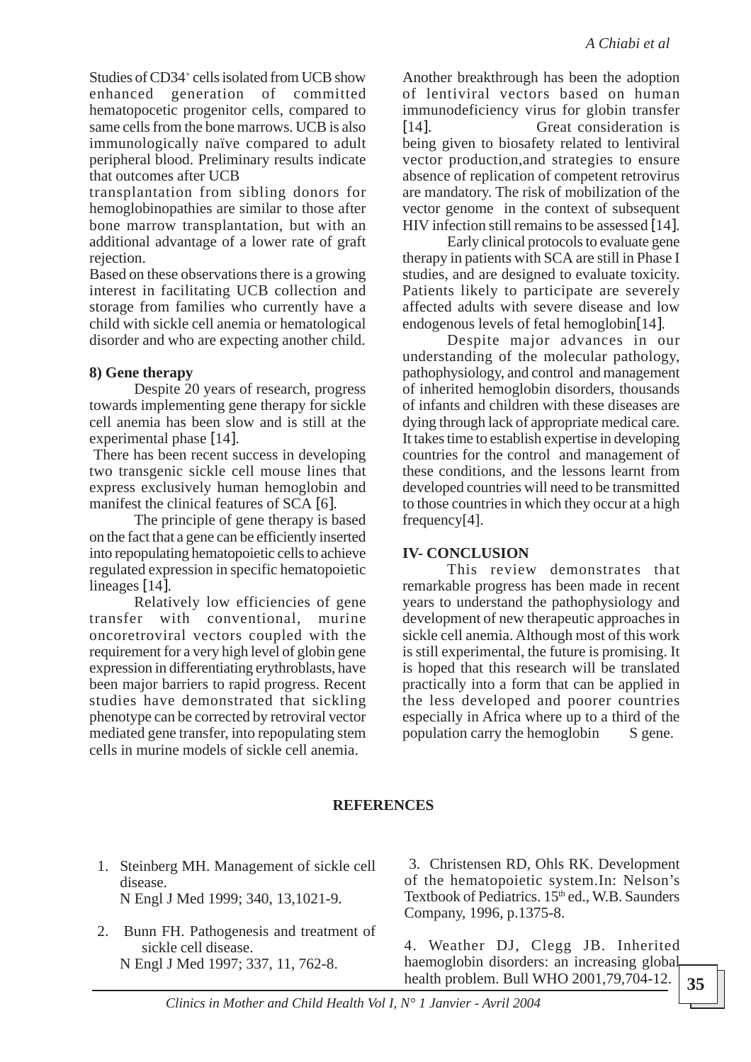Studies of CD34[+] cells isolated from UCB show enhanced generation of committed hematopocetic progenitor cells, compared to same cells from the bone marrows. UCB is also immunologically naïve compared to adult peripheral blood. Preliminary results indicate that outcomes after UCB transplantation from sibling donors for hemoglobinopathies are similar to those after bone marrow transplantation, but with an additional advantage of a lower rate of graft rejection.

Based on these observations there is a growing interest in facilitating UCB collection and storage from families who currently have a child with sickle cell anemia or hematological disorder and who are expecting another child.

**8) Gene therapy**

Despite 20 years of research, progress towards implementing gene therapy for sickle cell anemia has been slow and is still at the experimental phase [14].

There has been recent success in developing two transgenic sickle cell mouse lines that express exclusively human hemoglobin and manifest the clinical features of SCA [6].

The principle of gene therapy is based on the fact that a gene can be efficiently inserted into repopulating hematopoietic cells to achieve regulated expression in specific hematopoietic lineages [14].

Relatively low efficiencies of gene transfer with conventional, murine oncoretroviral vectors coupled with the requirement for a very high level of globin gene expression in differentiating erythroblasts, have been major barriers to rapid progress. Recent studies have demonstrated that sickling phenotype can be corrected by retroviral vector mediated gene transfer, into repopulating stem cells in murine models of sickle cell anemia.

Another breakthrough has been the adoption of lentiviral vectors based on human immunodeficiency virus for globin transfer [14]. Great consideration is being given to biosafety related to lentiviral vector production,and strategies to ensure absence of replication of competent retrovirus are mandatory. The risk of mobilization of the vector genome in the context of subsequent HIV infection still remains to be assessed [14].

Early clinical protocols to evaluate gene therapy in patients with SCA are still in Phase I studies, and are designed to evaluate toxicity. Patients likely to participate are severely affected adults with severe disease and low endogenous levels of fetal hemoglobin[14].

Despite major advances in our understanding of the molecular pathology, pathophysiology, and control and management of inherited hemoglobin disorders, thousands of infants and children with these diseases are dying through lack of appropriate medical care. It takes time to establish expertise in developing countries for the control and management of these conditions, and the lessons learnt from developed countries will need to be transmitted to those countries in which they occur at a high frequency[4].

## IV- CONCLUSION

This review demonstrates that remarkable progress has been made in recent years to understand the pathophysiology and development of new therapeutic approaches in sickle cell anemia. Although most of this work is still experimental, the future is promising. It is hoped that this research will be translated practically into a form that can be applied in the less developed and poorer countries especially in Africa where up to a third of the population carry the hemoglobin S gene.

## REFERENCES

1. Steinberg MH. Management of sickle cell disease. N Engl J Med 1999; 340, 13,1021-9.
2. Bunn FH. Pathogenesis and treatment of sickle cell disease. N Engl J Med 1997; 337, 11, 762-8.
3. Christensen RD, Ohls RK. Development of the hematopoietic system.In: Nelson's Textbook of Pediatrics. 15th ed., W.B. Saunders Company, 1996, p.1375-8.
4. Weather DJ, Clegg JB. Inherited haemoglobin disorders: an increasing global health problem. Bull WHO 2001,79,704-12.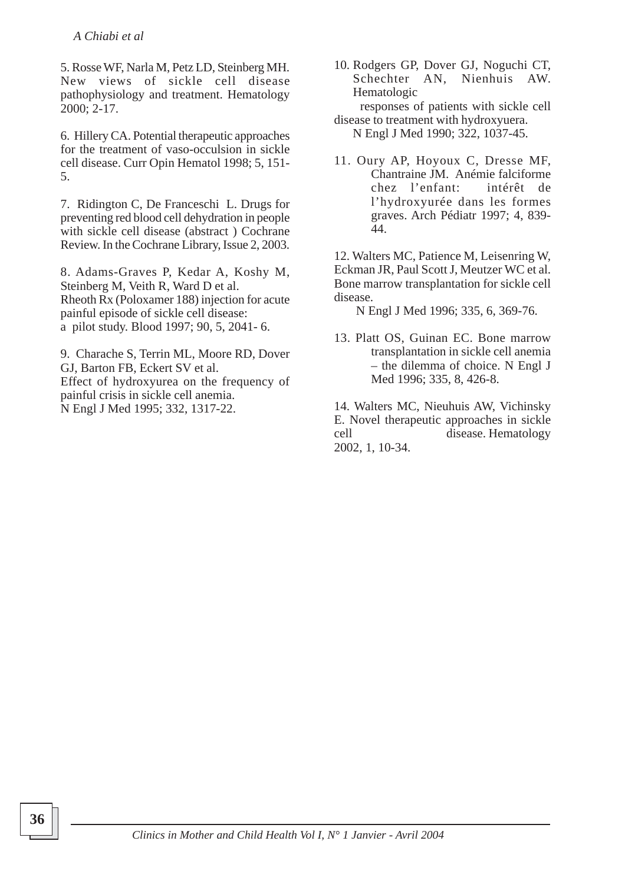5. Rosse WF, Narla M, Petz LD, Steinberg MH. New views of sickle cell disease pathophysiology and treatment. Hematology 2000; 2-17.

6. Hillery CA. Potential therapeutic approaches for the treatment of vaso-occulsion in sickle cell disease. Curr Opin Hematol 1998; 5, 151-5.

7. Ridington C, De Franceschi L. Drugs for preventing red blood cell dehydration in people with sickle cell disease (abstract ) Cochrane Review. In the Cochrane Library, Issue 2, 2003.

8. Adams-Graves P, Kedar A, Koshy M, Steinberg M, Veith R, Ward D et al. Rheoth Rx (Poloxamer 188) injection for acute painful episode of sickle cell disease: a pilot study. Blood 1997; 90, 5, 2041- 6.

9. Charache S, Terrin ML, Moore RD, Dover GJ, Barton FB, Eckert SV et al. Effect of hydroxyurea on the frequency of painful crisis in sickle cell anemia. N Engl J Med 1995; 332, 1317-22.

10. Rodgers GP, Dover GJ, Noguchi CT, Schechter AN, Nienhuis AW. Hematologic responses of patients with sickle cell disease to treatment with hydroxyuera. N Engl J Med 1990; 322, 1037-45.

11. Oury AP, Hoyoux C, Dresse MF, Chantraine JM. Anémie falciforme chez l'enfant: intérêt de l'hydroxyurée dans les formes graves. Arch Pédiatr 1997; 4, 839-44.

12. Walters MC, Patience M, Leisenring W, Eckman JR, Paul Scott J, Meutzer WC et al. Bone marrow transplantation for sickle cell disease. N Engl J Med 1996; 335, 6, 369-76.

13. Platt OS, Guinan EC. Bone marrow transplantation in sickle cell anemia – the dilemma of choice. N Engl J Med 1996; 335, 8, 426-8.

14. Walters MC, Nieuhuis AW, Vichinsky E. Novel therapeutic approaches in sickle cell disease. Hematology 2002, 1, 10-34.